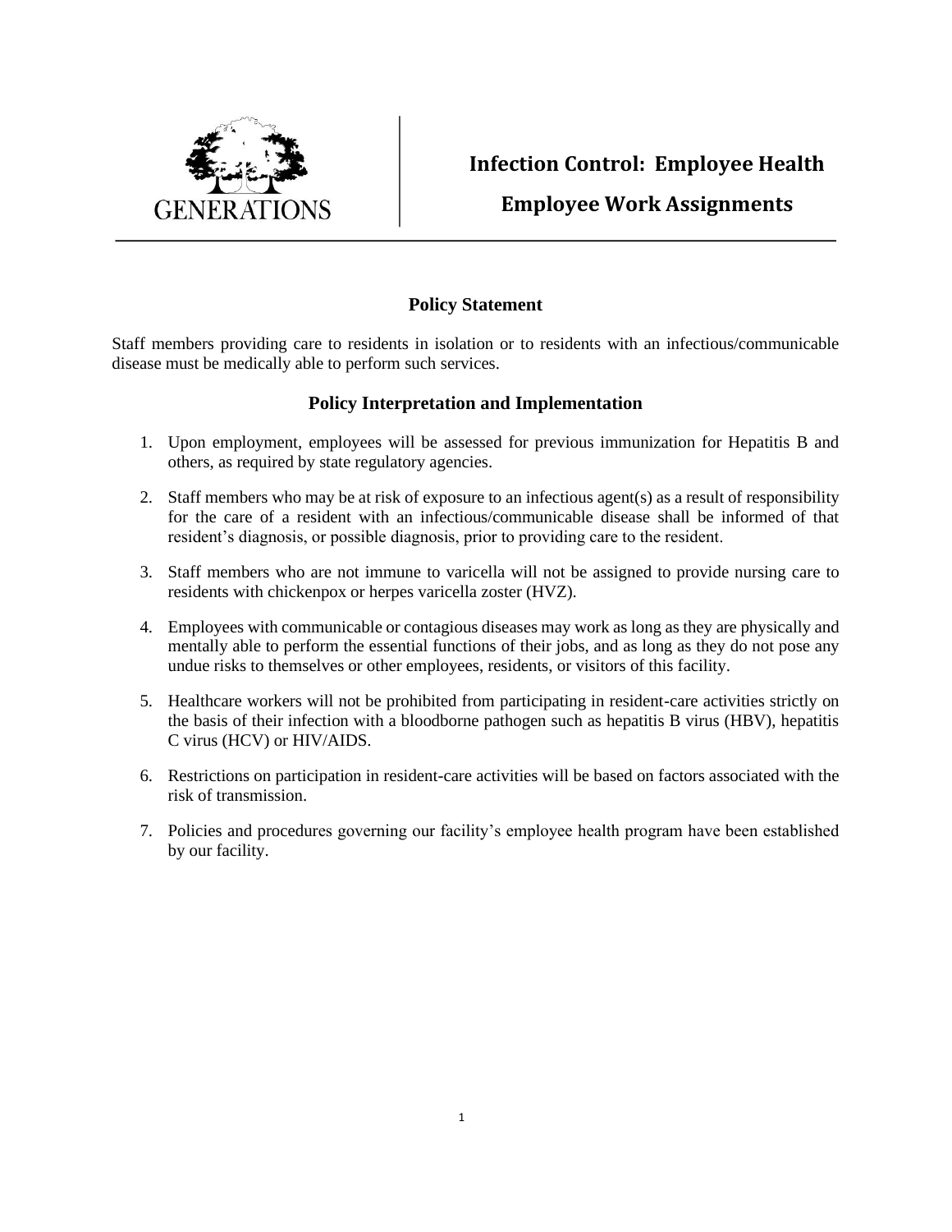GENERATIONS

# Infection Control: Employee Health

## Employee Work Assignments

### Policy Statement

Staff members providing care to residents in isolation or to residents with an infectious/communicable disease must be medically able to perform such services.

### Policy Interpretation and Implementation

1. Upon employment, employees will be assessed for previous immunization for Hepatitis B and others, as required by state regulatory agencies.

2. Staff members who may be at risk of exposure to an infectious agent(s) as a result of responsibility for the care of a resident with an infectious/communicable disease shall be informed of that resident's diagnosis, or possible diagnosis, prior to providing care to the resident.

3. Staff members who are not immune to varicella will not be assigned to provide nursing care to residents with chickenpox or herpes varicella zoster (HVZ).

4. Employees with communicable or contagious diseases may work as long as they are physically and mentally able to perform the essential functions of their jobs, and as long as they do not pose any undue risks to themselves or other employees, residents, or visitors of this facility.

5. Healthcare workers will not be prohibited from participating in resident-care activities strictly on the basis of their infection with a bloodborne pathogen such as hepatitis B virus (HBV), hepatitis C virus (HCV) or HIV/AIDS.

6. Restrictions on participation in resident-care activities will be based on factors associated with the risk of transmission.

7. Policies and procedures governing our facility's employee health program have been established by our facility.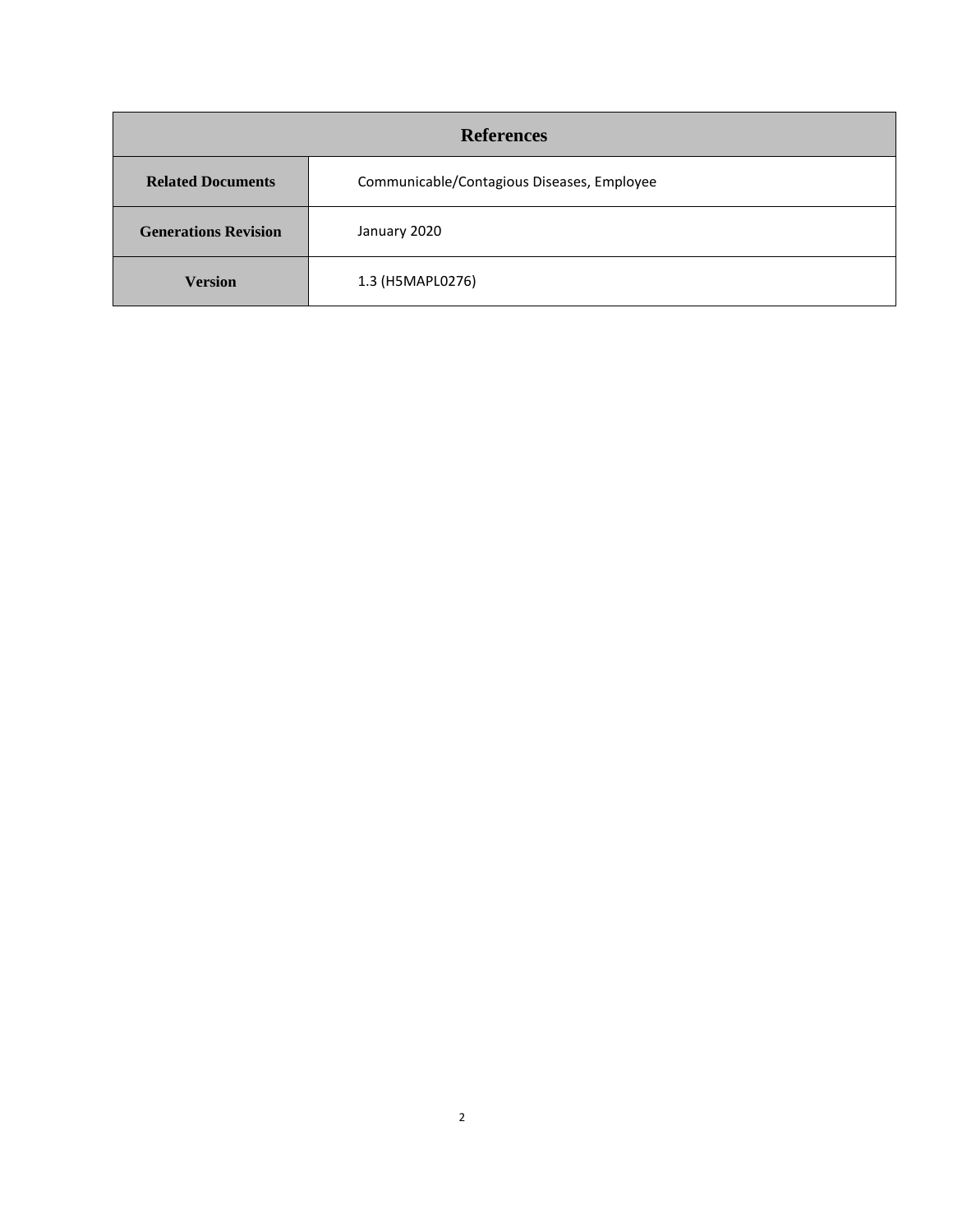| References | |
|---|---|
| **Related Documents** | Communicable/Contagious Diseases, Employee |
| **Generations Revision** | January 2020 |
| **Version** | 1.3 (H5MAPL0276) |